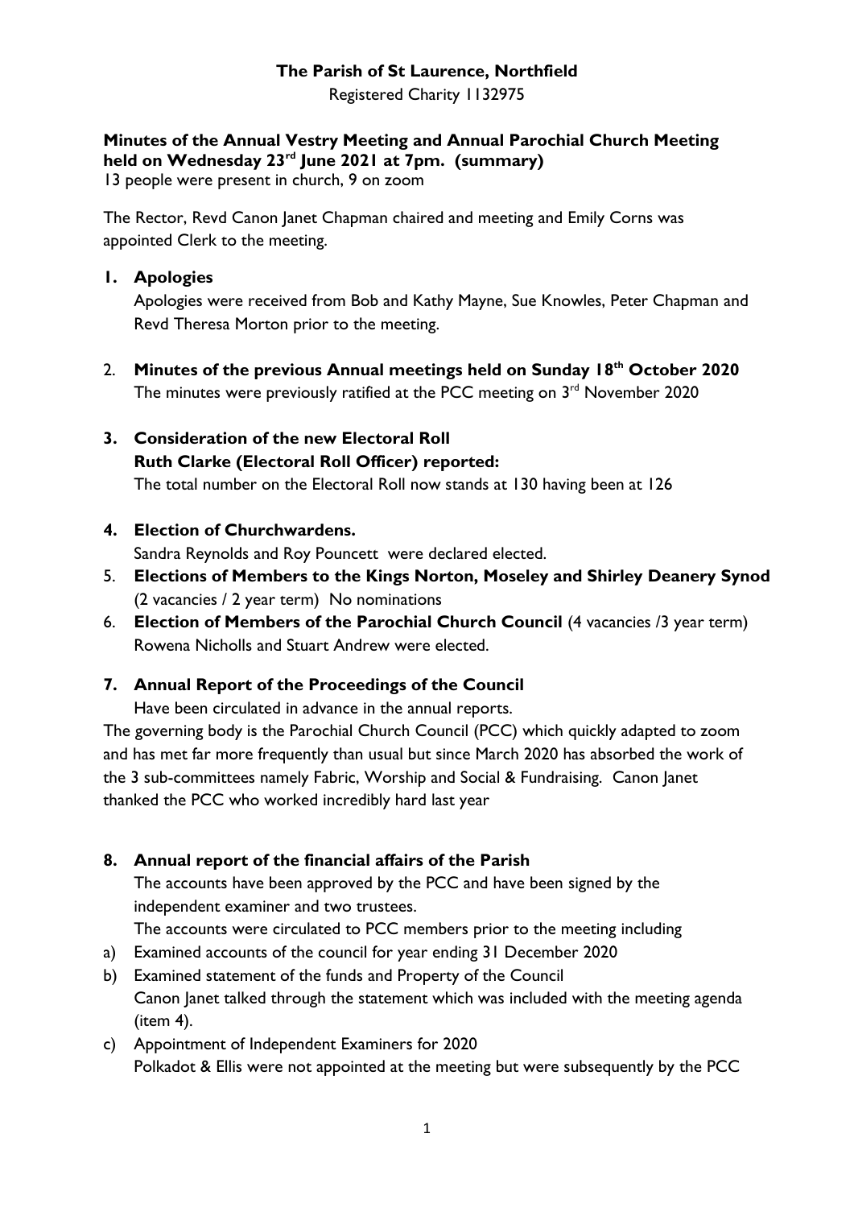**The Parish of St Laurence, Northfield**

Registered Charity 1132975

**Minutes of the Annual Vestry Meeting and Annual Parochial Church Meeting held on Wednesday 23rd June 2021 at 7pm. (summary)**

13 people were present in church, 9 on zoom

The Rector, Revd Canon Janet Chapman chaired and meeting and Emily Corns was appointed Clerk to the meeting.

1. **Apologies**

   Apologies were received from Bob and Kathy Mayne, Sue Knowles, Peter Chapman and Revd Theresa Morton prior to the meeting.

2. **Minutes of the previous Annual meetings held on Sunday 18th October 2020**

   The minutes were previously ratified at the PCC meeting on 3rd November 2020

3. **Consideration of the new Electoral Roll**

   **Ruth Clarke (Electoral Roll Officer) reported:**

   The total number on the Electoral Roll now stands at 130 having been at 126

4. **Election of Churchwardens.**

   Sandra Reynolds and Roy Pouncett were declared elected.

5. **Elections of Members to the Kings Norton, Moseley and Shirley Deanery Synod** (2 vacancies / 2 year term) No nominations

6. **Election of Members of the Parochial Church Council** (4 vacancies /3 year term) Rowena Nicholls and Stuart Andrew were elected.

7. **Annual Report of the Proceedings of the Council**

   Have been circulated in advance in the annual reports.

The governing body is the Parochial Church Council (PCC) which quickly adapted to zoom and has met far more frequently than usual but since March 2020 has absorbed the work of the 3 sub-committees namely Fabric, Worship and Social & Fundraising. Canon Janet thanked the PCC who worked incredibly hard last year

8. **Annual report of the financial affairs of the Parish**

   The accounts have been approved by the PCC and have been signed by the independent examiner and two trustees.

   The accounts were circulated to PCC members prior to the meeting including

a) Examined accounts of the council for year ending 31 December 2020

b) Examined statement of the funds and Property of the Council

   Canon Janet talked through the statement which was included with the meeting agenda (item 4).

c) Appointment of Independent Examiners for 2020

   Polkadot & Ellis were not appointed at the meeting but were subsequently by the PCC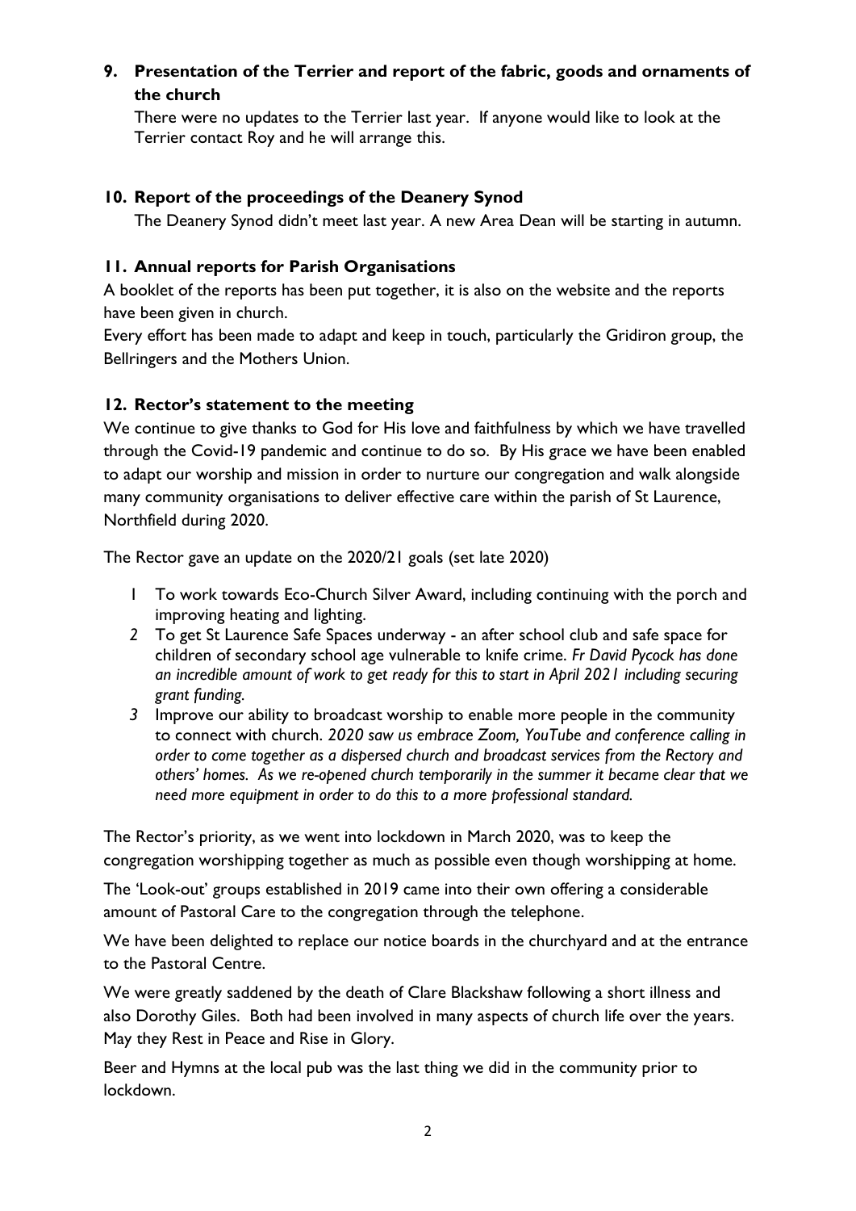## 9. Presentation of the Terrier and report of the fabric, goods and ornaments of the church

There were no updates to the Terrier last year. If anyone would like to look at the Terrier contact Roy and he will arrange this.

## 10. Report of the proceedings of the Deanery Synod

The Deanery Synod didn't meet last year. A new Area Dean will be starting in autumn.

## 11. Annual reports for Parish Organisations

A booklet of the reports has been put together, it is also on the website and the reports have been given in church.

Every effort has been made to adapt and keep in touch, particularly the Gridiron group, the Bellringers and the Mothers Union.

## 12. Rector's statement to the meeting

We continue to give thanks to God for His love and faithfulness by which we have travelled through the Covid-19 pandemic and continue to do so. By His grace we have been enabled to adapt our worship and mission in order to nurture our congregation and walk alongside many community organisations to deliver effective care within the parish of St Laurence, Northfield during 2020.

The Rector gave an update on the 2020/21 goals (set late 2020)

1. To work towards Eco-Church Silver Award, including continuing with the porch and improving heating and lighting.
2. To get St Laurence Safe Spaces underway - an after school club and safe space for children of secondary school age vulnerable to knife crime. *Fr David Pycock has done an incredible amount of work to get ready for this to start in April 2021 including securing grant funding.*
3. Improve our ability to broadcast worship to enable more people in the community to connect with church. *2020 saw us embrace Zoom, YouTube and conference calling in order to come together as a dispersed church and broadcast services from the Rectory and others' homes. As we re-opened church temporarily in the summer it became clear that we need more equipment in order to do this to a more professional standard.*

The Rector's priority, as we went into lockdown in March 2020, was to keep the congregation worshipping together as much as possible even though worshipping at home.

The 'Look-out' groups established in 2019 came into their own offering a considerable amount of Pastoral Care to the congregation through the telephone.

We have been delighted to replace our notice boards in the churchyard and at the entrance to the Pastoral Centre.

We were greatly saddened by the death of Clare Blackshaw following a short illness and also Dorothy Giles. Both had been involved in many aspects of church life over the years. May they Rest in Peace and Rise in Glory.

Beer and Hymns at the local pub was the last thing we did in the community prior to lockdown.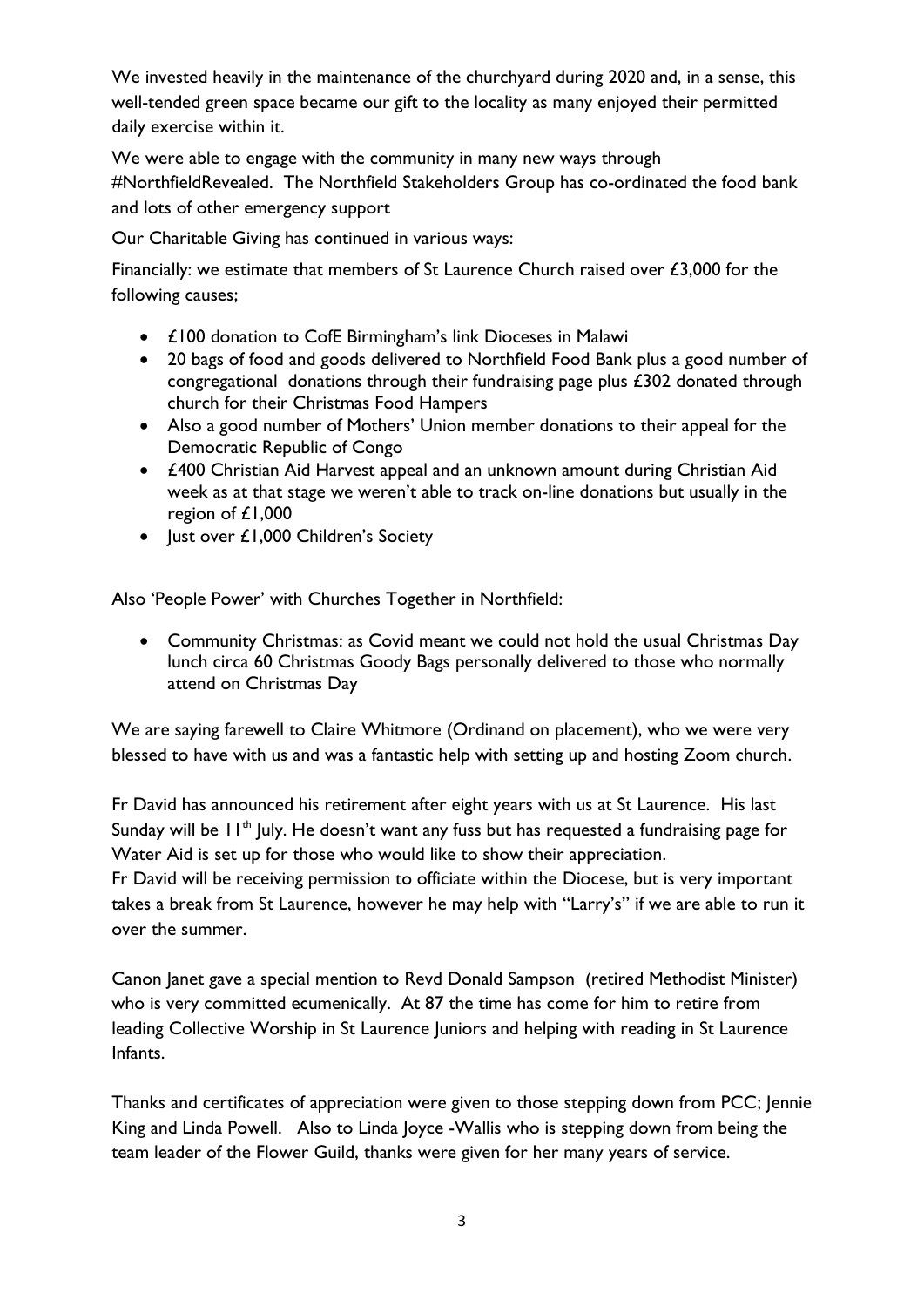We invested heavily in the maintenance of the churchyard during 2020 and, in a sense, this well-tended green space became our gift to the locality as many enjoyed their permitted daily exercise within it.

We were able to engage with the community in many new ways through #NorthfieldRevealed. The Northfield Stakeholders Group has co-ordinated the food bank and lots of other emergency support

Our Charitable Giving has continued in various ways:

Financially: we estimate that members of St Laurence Church raised over £3,000 for the following causes;

- £100 donation to CofE Birmingham's link Dioceses in Malawi
- 20 bags of food and goods delivered to Northfield Food Bank plus a good number of congregational donations through their fundraising page plus £302 donated through church for their Christmas Food Hampers
- Also a good number of Mothers' Union member donations to their appeal for the Democratic Republic of Congo
- £400 Christian Aid Harvest appeal and an unknown amount during Christian Aid week as at that stage we weren't able to track on-line donations but usually in the region of £1,000
- Just over £1,000 Children's Society

Also 'People Power' with Churches Together in Northfield:

- Community Christmas: as Covid meant we could not hold the usual Christmas Day lunch circa 60 Christmas Goody Bags personally delivered to those who normally attend on Christmas Day

We are saying farewell to Claire Whitmore (Ordinand on placement), who we were very blessed to have with us and was a fantastic help with setting up and hosting Zoom church.

Fr David has announced his retirement after eight years with us at St Laurence. His last Sunday will be 11th July. He doesn't want any fuss but has requested a fundraising page for Water Aid is set up for those who would like to show their appreciation.
Fr David will be receiving permission to officiate within the Diocese, but is very important takes a break from St Laurence, however he may help with "Larry's" if we are able to run it over the summer.

Canon Janet gave a special mention to Revd Donald Sampson (retired Methodist Minister) who is very committed ecumenically. At 87 the time has come for him to retire from leading Collective Worship in St Laurence Juniors and helping with reading in St Laurence Infants.

Thanks and certificates of appreciation were given to those stepping down from PCC; Jennie King and Linda Powell. Also to Linda Joyce -Wallis who is stepping down from being the team leader of the Flower Guild, thanks were given for her many years of service.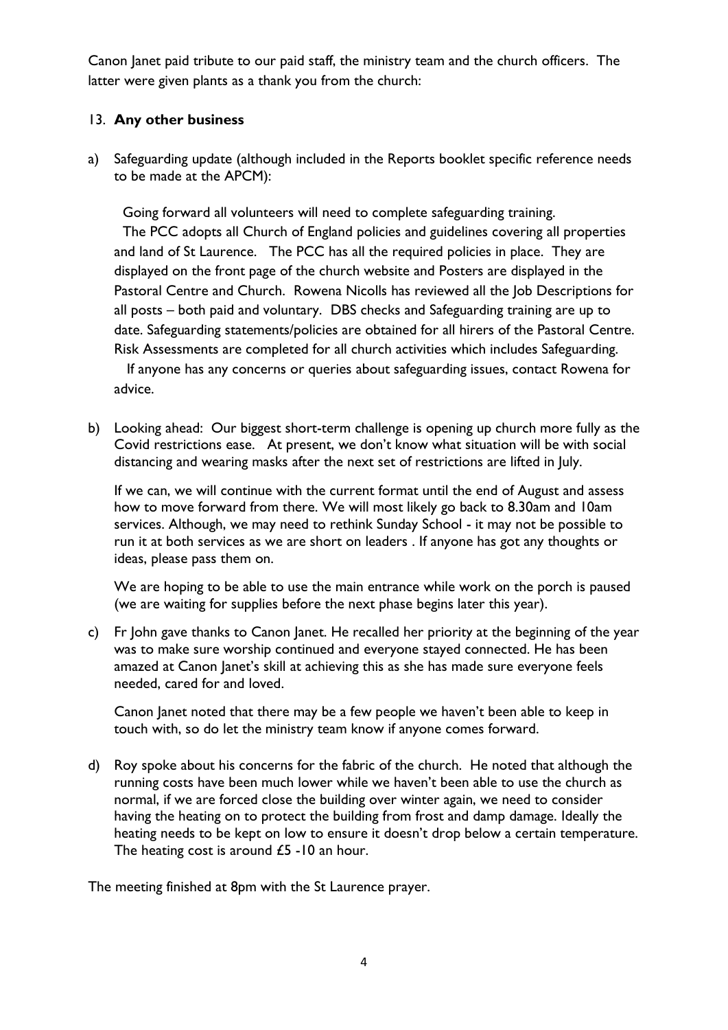Canon Janet paid tribute to our paid staff, the ministry team and the church officers. The latter were given plants as a thank you from the church:

13. **Any other business**

a) Safeguarding update (although included in the Reports booklet specific reference needs to be made at the APCM):

Going forward all volunteers will need to complete safeguarding training.
The PCC adopts all Church of England policies and guidelines covering all properties and land of St Laurence. The PCC has all the required policies in place. They are displayed on the front page of the church website and Posters are displayed in the Pastoral Centre and Church. Rowena Nicolls has reviewed all the Job Descriptions for all posts – both paid and voluntary. DBS checks and Safeguarding training are up to date. Safeguarding statements/policies are obtained for all hirers of the Pastoral Centre. Risk Assessments are completed for all church activities which includes Safeguarding.
If anyone has any concerns or queries about safeguarding issues, contact Rowena for advice.

b) Looking ahead: Our biggest short-term challenge is opening up church more fully as the Covid restrictions ease. At present, we don't know what situation will be with social distancing and wearing masks after the next set of restrictions are lifted in July.

If we can, we will continue with the current format until the end of August and assess how to move forward from there. We will most likely go back to 8.30am and 10am services. Although, we may need to rethink Sunday School - it may not be possible to run it at both services as we are short on leaders . If anyone has got any thoughts or ideas, please pass them on.

We are hoping to be able to use the main entrance while work on the porch is paused (we are waiting for supplies before the next phase begins later this year).

c) Fr John gave thanks to Canon Janet. He recalled her priority at the beginning of the year was to make sure worship continued and everyone stayed connected. He has been amazed at Canon Janet's skill at achieving this as she has made sure everyone feels needed, cared for and loved.

Canon Janet noted that there may be a few people we haven't been able to keep in touch with, so do let the ministry team know if anyone comes forward.

d) Roy spoke about his concerns for the fabric of the church. He noted that although the running costs have been much lower while we haven't been able to use the church as normal, if we are forced close the building over winter again, we need to consider having the heating on to protect the building from frost and damp damage. Ideally the heating needs to be kept on low to ensure it doesn't drop below a certain temperature. The heating cost is around £5 -10 an hour.

The meeting finished at 8pm with the St Laurence prayer.